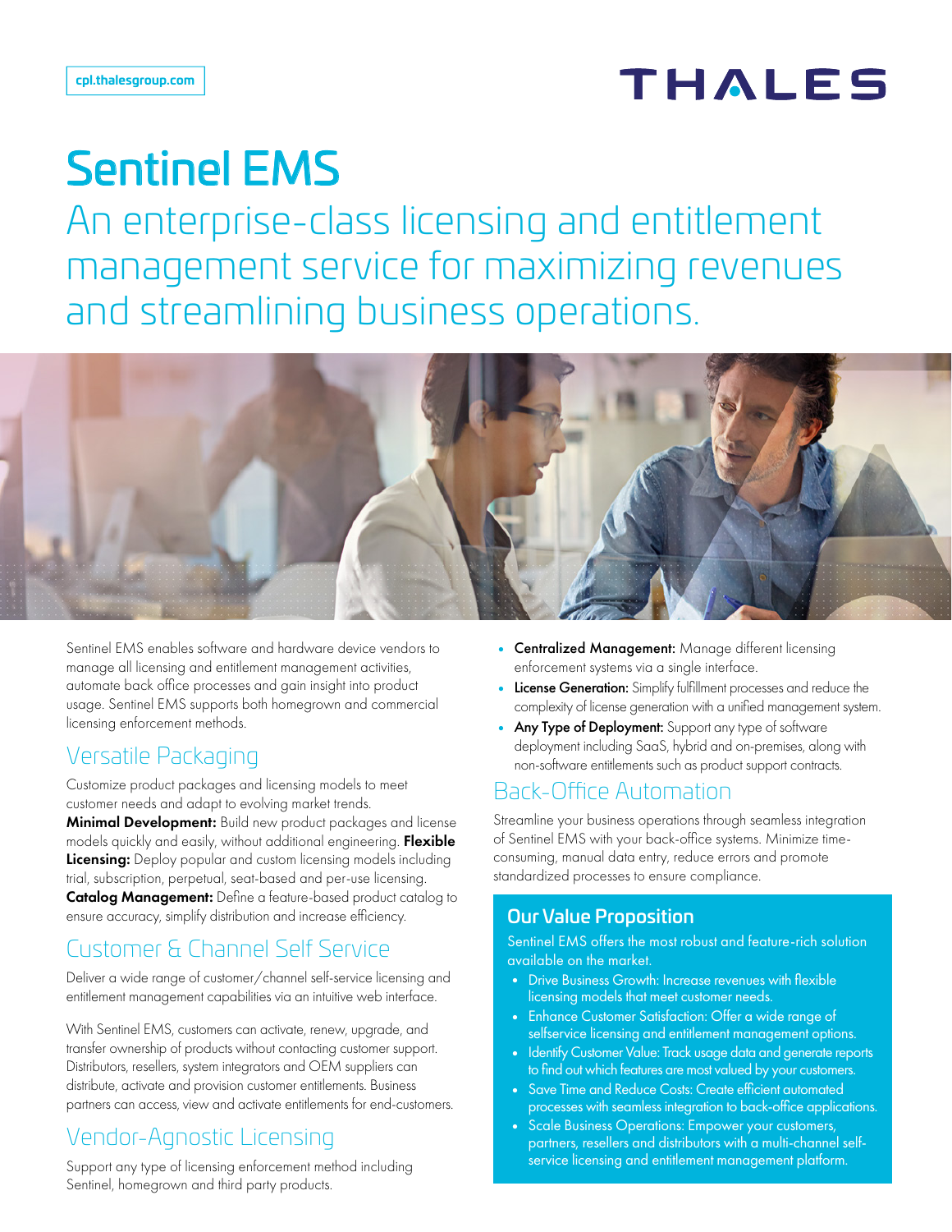cpl.thalesgroup.com

THALES

# Sentinel EMS

An enterprise-class licensing and entitlement management service for maximizing revenues and streamlining business operations.

Sentinel EMS enables software and hardware device vendors to manage all licensing and entitlement management activities, automate back office processes and gain insight into product usage. Sentinel EMS supports both homegrown and commercial licensing enforcement methods.

## Versatile Packaging

Customize product packages and licensing models to meet customer needs and adapt to evolving market trends.
**Minimal Development:** Build new product packages and license models quickly and easily, without additional engineering. **Flexible Licensing:** Deploy popular and custom licensing models including trial, subscription, perpetual, seat-based and per-use licensing.
**Catalog Management:** Define a feature-based product catalog to ensure accuracy, simplify distribution and increase efficiency.

## Customer & Channel Self Service

Deliver a wide range of customer/channel self-service licensing and entitlement management capabilities via an intuitive web interface.

With Sentinel EMS, customers can activate, renew, upgrade, and transfer ownership of products without contacting customer support. Distributors, resellers, system integrators and OEM suppliers can distribute, activate and provision customer entitlements. Business partners can access, view and activate entitlements for end-customers.

## Vendor-Agnostic Licensing

Support any type of licensing enforcement method including Sentinel, homegrown and third party products.

- **Centralized Management:** Manage different licensing enforcement systems via a single interface.
- **License Generation:** Simplify fulfillment processes and reduce the complexity of license generation with a unified management system.
- **Any Type of Deployment:** Support any type of software deployment including SaaS, hybrid and on-premises, along with non-software entitlements such as product support contracts.

## Back-Office Automation

Streamline your business operations through seamless integration of Sentinel EMS with your back-office systems. Minimize time-consuming, manual data entry, reduce errors and promote standardized processes to ensure compliance.

### Our Value Proposition

Sentinel EMS offers the most robust and feature-rich solution available on the market.

- Drive Business Growth: Increase revenues with flexible licensing models that meet customer needs.
- Enhance Customer Satisfaction: Offer a wide range of selfservice licensing and entitlement management options.
- Identify Customer Value: Track usage data and generate reports to find out which features are most valued by your customers.
- Save Time and Reduce Costs: Create efficient automated processes with seamless integration to back-office applications.
- Scale Business Operations: Empower your customers, partners, resellers and distributors with a multi-channel self-service licensing and entitlement management platform.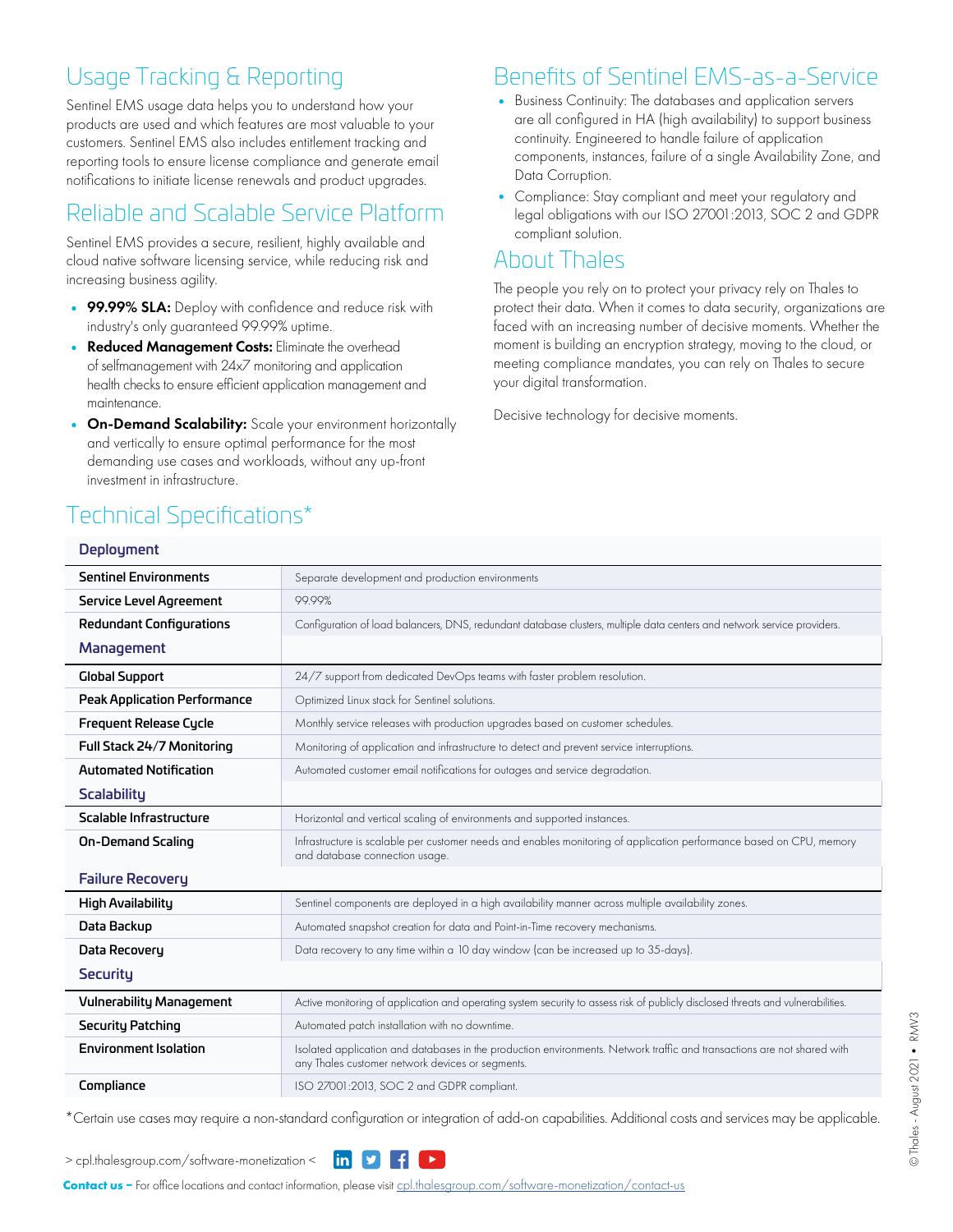## Usage Tracking & Reporting

Sentinel EMS usage data helps you to understand how your products are used and which features are most valuable to your customers. Sentinel EMS also includes entitlement tracking and reporting tools to ensure license compliance and generate email notifications to initiate license renewals and product upgrades.

## Reliable and Scalable Service Platform

Sentinel EMS provides a secure, resilient, highly available and cloud native software licensing service, while reducing risk and increasing business agility.

- **99.99% SLA:** Deploy with confidence and reduce risk with industry's only guaranteed 99.99% uptime.
- **Reduced Management Costs:** Eliminate the overhead of selfmanagement with 24x7 monitoring and application health checks to ensure efficient application management and maintenance.
- **On-Demand Scalability:** Scale your environment horizontally and vertically to ensure optimal performance for the most demanding use cases and workloads, without any up-front investment in infrastructure.

## Benefits of Sentinel EMS-as-a-Service

- Business Continuity: The databases and application servers are all configured in HA (high availability) to support business continuity. Engineered to handle failure of application components, instances, failure of a single Availability Zone, and Data Corruption.
- Compliance: Stay compliant and meet your regulatory and legal obligations with our ISO 27001:2013, SOC 2 and GDPR compliant solution.

## About Thales

The people you rely on to protect your privacy rely on Thales to protect their data. When it comes to data security, organizations are faced with an increasing number of decisive moments. Whether the moment is building an encryption strategy, moving to the cloud, or meeting compliance mandates, you can rely on Thales to secure your digital transformation.

Decisive technology for decisive moments.

## Technical Specifications*

| | |
|---|---|
| **Deployment** | |
| **Sentinel Environments** | Separate development and production environments |
| **Service Level Agreement** | 99.99% |
| **Redundant Configurations** | Configuration of load balancers, DNS, redundant database clusters, multiple data centers and network service providers. |
| **Management** | |
| **Global Support** | 24/7 support from dedicated DevOps teams with faster problem resolution. |
| **Peak Application Performance** | Optimized Linux stack for Sentinel solutions. |
| **Frequent Release Cycle** | Monthly service releases with production upgrades based on customer schedules. |
| **Full Stack 24/7 Monitoring** | Monitoring of application and infrastructure to detect and prevent service interruptions. |
| **Automated Notification** | Automated customer email notifications for outages and service degradation. |
| **Scalability** | |
| **Scalable Infrastructure** | Horizontal and vertical scaling of environments and supported instances. |
| **On-Demand Scaling** | Infrastructure is scalable per customer needs and enables monitoring of application performance based on CPU, memory and database connection usage. |
| **Failure Recovery** | |
| **High Availability** | Sentinel components are deployed in a high availability manner across multiple availability zones. |
| **Data Backup** | Automated snapshot creation for data and Point-in-Time recovery mechanisms. |
| **Data Recovery** | Data recovery to any time within a 10 day window (can be increased up to 35-days). |
| **Security** | |
| **Vulnerability Management** | Active monitoring of application and operating system security to assess risk of publicly disclosed threats and vulnerabilities. |
| **Security Patching** | Automated patch installation with no downtime. |
| **Environment Isolation** | Isolated application and databases in the production environments. Network traffic and transactions are not shared with any Thales customer network devices or segments. |
| **Compliance** | ISO 27001:2013, SOC 2 and GDPR compliant. |

*Certain use cases may require a non-standard configuration or integration of add-on capabilities. Additional costs and services may be applicable.

> cpl.thalesgroup.com/software-monetization <

**Contact us –** For office locations and contact information, please visit cpl.thalesgroup.com/software-monetization/contact-us

© Thales - August 2021 • RMV3